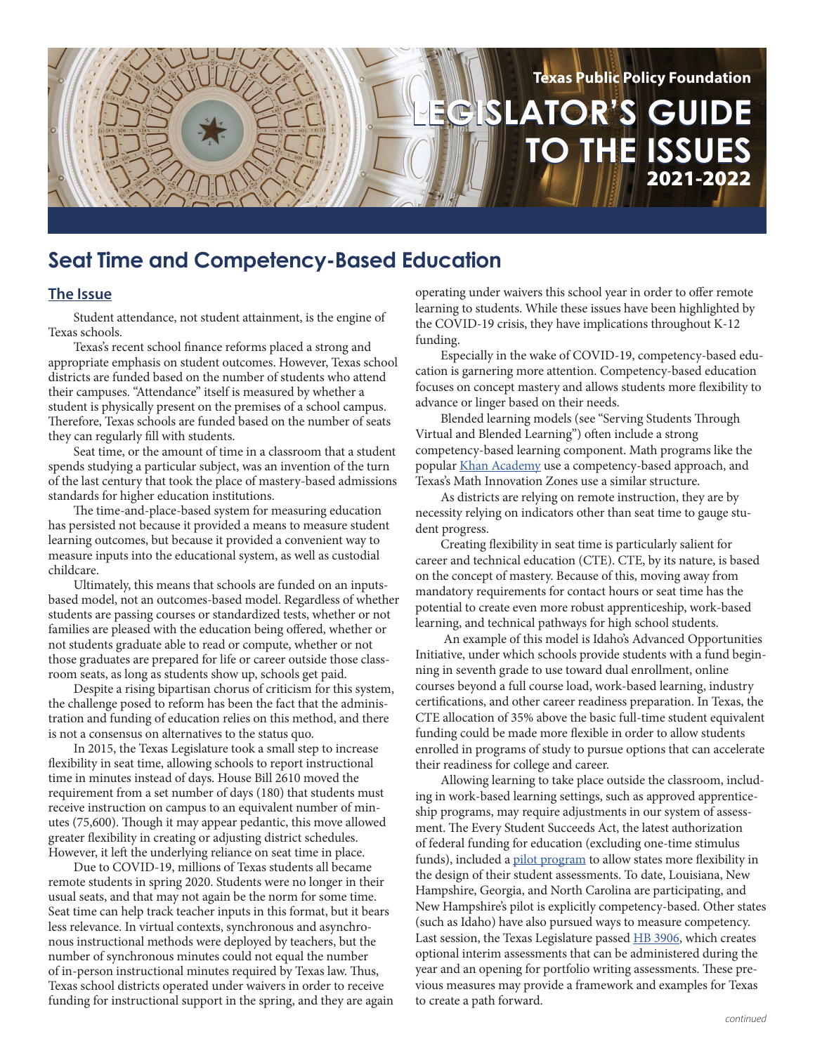Texas Public Policy Foundation

# LEGISLATOR'S GUIDE TO THE ISSUES 2021-2022

## Seat Time and Competency-Based Education

### The Issue

Student attendance, not student attainment, is the engine of Texas schools.

Texas's recent school finance reforms placed a strong and appropriate emphasis on student outcomes. However, Texas school districts are funded based on the number of students who attend their campuses. "Attendance" itself is measured by whether a student is physically present on the premises of a school campus. Therefore, Texas schools are funded based on the number of seats they can regularly fill with students.

Seat time, or the amount of time in a classroom that a student spends studying a particular subject, was an invention of the turn of the last century that took the place of mastery-based admissions standards for higher education institutions.

The time-and-place-based system for measuring education has persisted not because it provided a means to measure student learning outcomes, but because it provided a convenient way to measure inputs into the educational system, as well as custodial childcare.

Ultimately, this means that schools are funded on an inputs-based model, not an outcomes-based model. Regardless of whether students are passing courses or standardized tests, whether or not families are pleased with the education being offered, whether or not students graduate able to read or compute, whether or not those graduates are prepared for life or career outside those classroom seats, as long as students show up, schools get paid.

Despite a rising bipartisan chorus of criticism for this system, the challenge posed to reform has been the fact that the administration and funding of education relies on this method, and there is not a consensus on alternatives to the status quo.

In 2015, the Texas Legislature took a small step to increase flexibility in seat time, allowing schools to report instructional time in minutes instead of days. House Bill 2610 moved the requirement from a set number of days (180) that students must receive instruction on campus to an equivalent number of minutes (75,600). Though it may appear pedantic, this move allowed greater flexibility in creating or adjusting district schedules. However, it left the underlying reliance on seat time in place.

Due to COVID-19, millions of Texas students all became remote students in spring 2020. Students were no longer in their usual seats, and that may not again be the norm for some time. Seat time can help track teacher inputs in this format, but it bears less relevance. In virtual contexts, synchronous and asynchronous instructional methods were deployed by teachers, but the number of synchronous minutes could not equal the number of in-person instructional minutes required by Texas law. Thus, Texas school districts operated under waivers in order to receive funding for instructional support in the spring, and they are again operating under waivers this school year in order to offer remote learning to students. While these issues have been highlighted by the COVID-19 crisis, they have implications throughout K-12 funding.

Especially in the wake of COVID-19, competency-based education is garnering more attention. Competency-based education focuses on concept mastery and allows students more flexibility to advance or linger based on their needs.

Blended learning models (see "Serving Students Through Virtual and Blended Learning") often include a strong competency-based learning component. Math programs like the popular Khan Academy use a competency-based approach, and Texas's Math Innovation Zones use a similar structure.

As districts are relying on remote instruction, they are by necessity relying on indicators other than seat time to gauge student progress.

Creating flexibility in seat time is particularly salient for career and technical education (CTE). CTE, by its nature, is based on the concept of mastery. Because of this, moving away from mandatory requirements for contact hours or seat time has the potential to create even more robust apprenticeship, work-based learning, and technical pathways for high school students.

An example of this model is Idaho's Advanced Opportunities Initiative, under which schools provide students with a fund beginning in seventh grade to use toward dual enrollment, online courses beyond a full course load, work-based learning, industry certifications, and other career readiness preparation. In Texas, the CTE allocation of 35% above the basic full-time student equivalent funding could be made more flexible in order to allow students enrolled in programs of study to pursue options that can accelerate their readiness for college and career.

Allowing learning to take place outside the classroom, including in work-based learning settings, such as approved apprenticeship programs, may require adjustments in our system of assessment. The Every Student Succeeds Act, the latest authorization of federal funding for education (excluding one-time stimulus funds), included a pilot program to allow states more flexibility in the design of their student assessments. To date, Louisiana, New Hampshire, Georgia, and North Carolina are participating, and New Hampshire's pilot is explicitly competency-based. Other states (such as Idaho) have also pursued ways to measure competency. Last session, the Texas Legislature passed HB 3906, which creates optional interim assessments that can be administered during the year and an opening for portfolio writing assessments. These previous measures may provide a framework and examples for Texas to create a path forward.

*continued*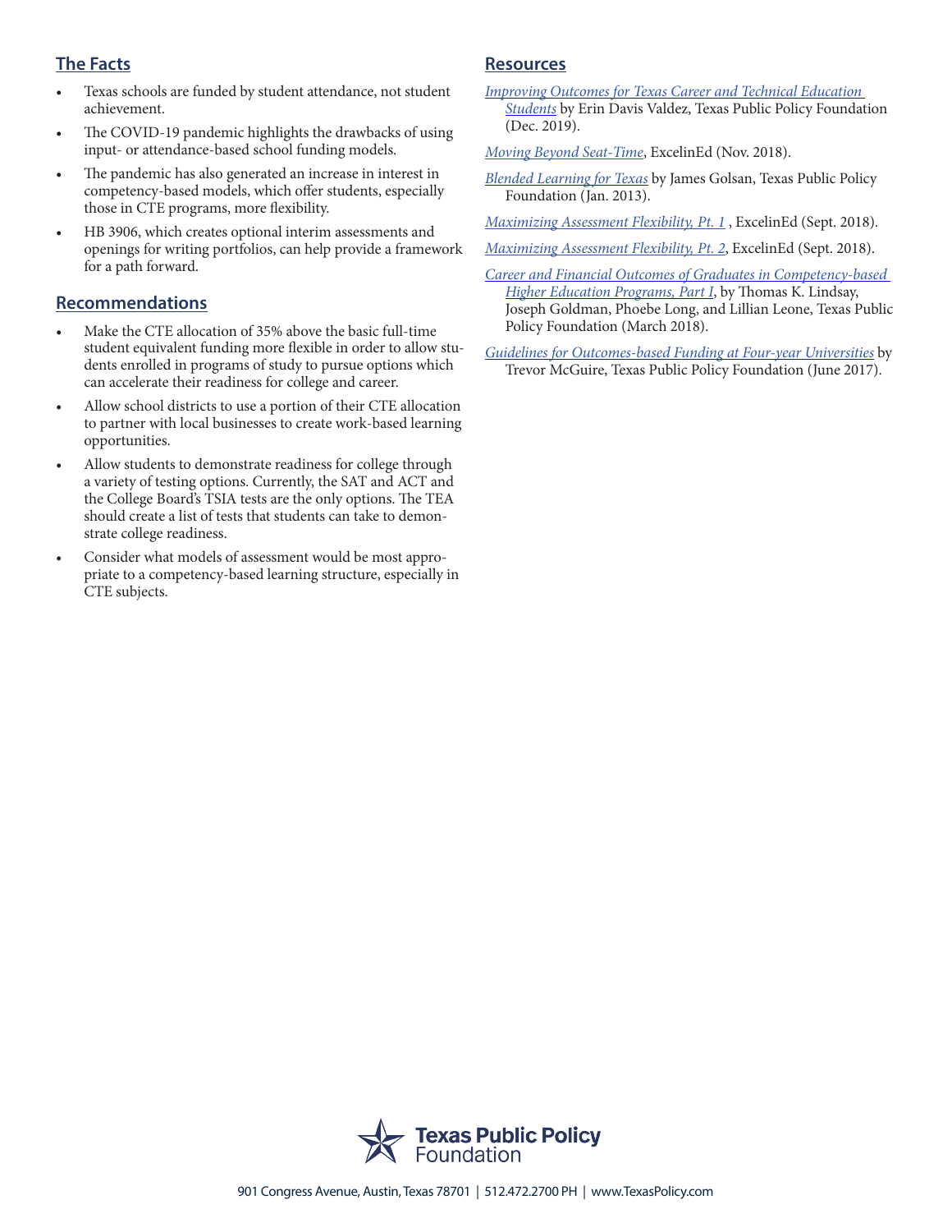## The Facts

- Texas schools are funded by student attendance, not student achievement.
- The COVID-19 pandemic highlights the drawbacks of using input- or attendance-based school funding models.
- The pandemic has also generated an increase in interest in competency-based models, which offer students, especially those in CTE programs, more flexibility.
- HB 3906, which creates optional interim assessments and openings for writing portfolios, can help provide a framework for a path forward.

## Recommendations

- Make the CTE allocation of 35% above the basic full-time student equivalent funding more flexible in order to allow students enrolled in programs of study to pursue options which can accelerate their readiness for college and career.
- Allow school districts to use a portion of their CTE allocation to partner with local businesses to create work-based learning opportunities.
- Allow students to demonstrate readiness for college through a variety of testing options. Currently, the SAT and ACT and the College Board's TSIA tests are the only options. The TEA should create a list of tests that students can take to demonstrate college readiness.
- Consider what models of assessment would be most appropriate to a competency-based learning structure, especially in CTE subjects.

## Resources

*Improving Outcomes for Texas Career and Technical Education Students* by Erin Davis Valdez, Texas Public Policy Foundation (Dec. 2019).

*Moving Beyond Seat-Time*, ExcelinEd (Nov. 2018).

*Blended Learning for Texas* by James Golsan, Texas Public Policy Foundation (Jan. 2013).

*Maximizing Assessment Flexibility, Pt. 1* , ExcelinEd (Sept. 2018).

*Maximizing Assessment Flexibility, Pt. 2*, ExcelinEd (Sept. 2018).

*Career and Financial Outcomes of Graduates in Competency-based Higher Education Programs, Part I*, by Thomas K. Lindsay, Joseph Goldman, Phoebe Long, and Lillian Leone, Texas Public Policy Foundation (March 2018).

*Guidelines for Outcomes-based Funding at Four-year Universities* by Trevor McGuire, Texas Public Policy Foundation (June 2017).

Texas Public Policy Foundation

901 Congress Avenue, Austin, Texas 78701 | 512.472.2700 PH | www.TexasPolicy.com